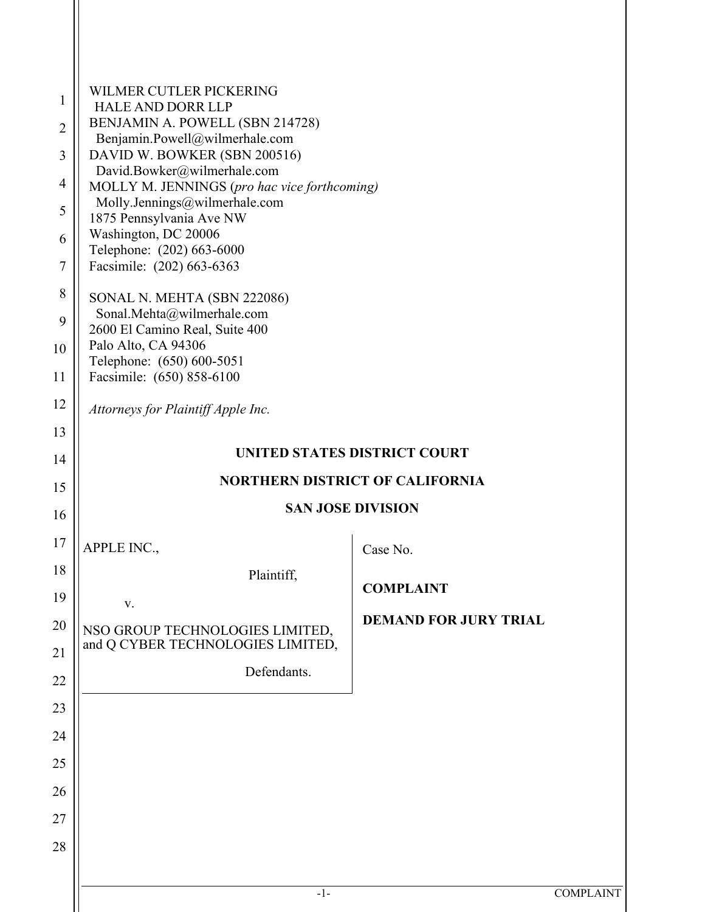WILMER CUTLER PICKERING
HALE AND DORR LLP
BENJAMIN A. POWELL (SBN 214728)
Benjamin.Powell@wilmerhale.com
DAVID W. BOWKER (SBN 200516)
David.Bowker@wilmerhale.com
MOLLY M. JENNINGS (*pro hac vice forthcoming)*
Molly.Jennings@wilmerhale.com
1875 Pennsylvania Ave NW
Washington, DC 20006
Telephone: (202) 663-6000
Facsimile: (202) 663-6363

SONAL N. MEHTA (SBN 222086)
Sonal.Mehta@wilmerhale.com
2600 El Camino Real, Suite 400
Palo Alto, CA 94306
Telephone: (650) 600-5051
Facsimile: (650) 858-6100

*Attorneys for Plaintiff Apple Inc.*

**UNITED STATES DISTRICT COURT**

**NORTHERN DISTRICT OF CALIFORNIA**

**SAN JOSE DIVISION**

| | |
|---|---|
| APPLE INC.,<br><br>Plaintiff,<br><br>v.<br><br>NSO GROUP TECHNOLOGIES LIMITED, and Q CYBER TECHNOLOGIES LIMITED,<br><br>Defendants. | Case No.<br><br>**COMPLAINT**<br><br>**DEMAND FOR JURY TRIAL** |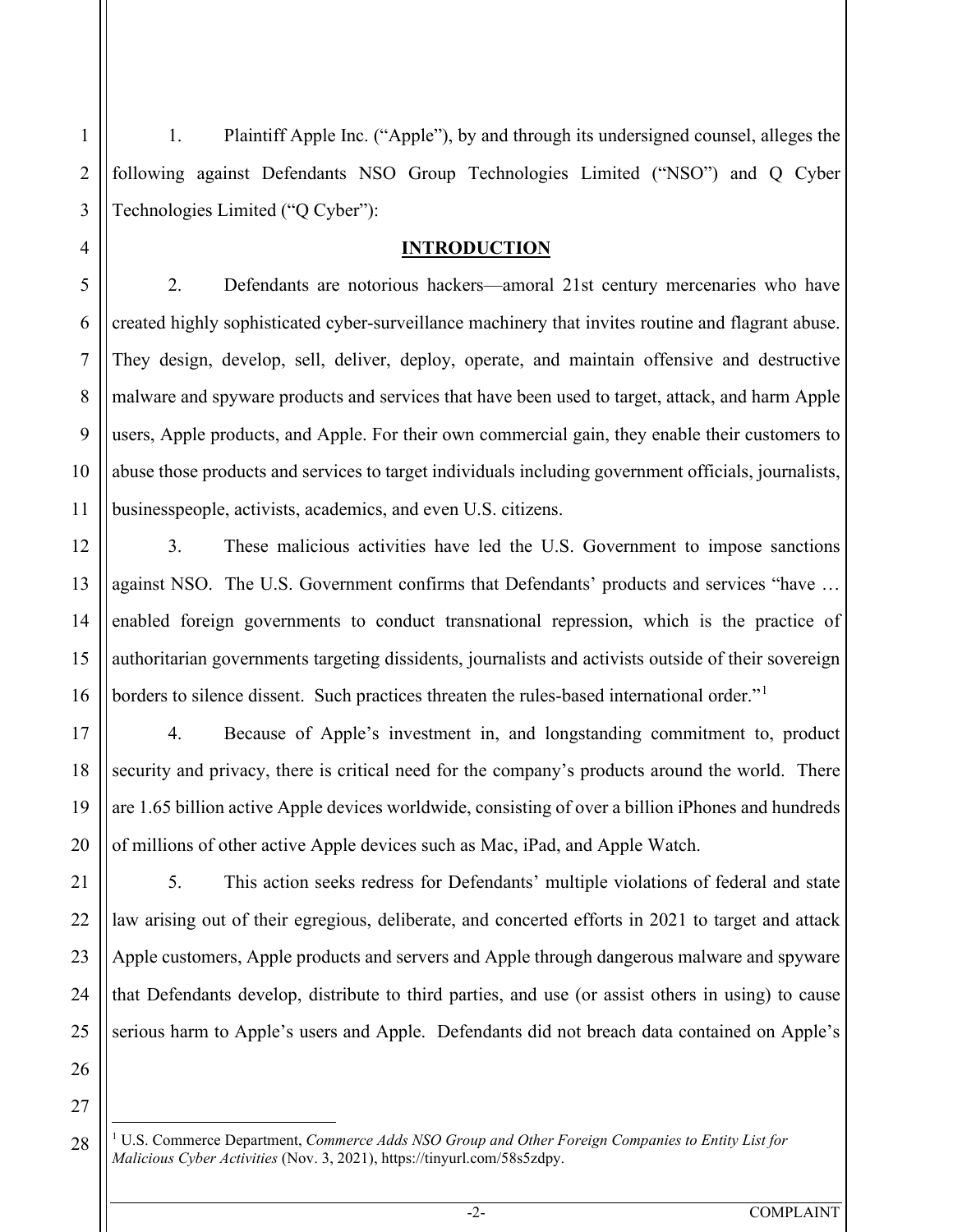1. Plaintiff Apple Inc. ("Apple"), by and through its undersigned counsel, alleges the following against Defendants NSO Group Technologies Limited ("NSO") and Q Cyber Technologies Limited ("Q Cyber"):

## INTRODUCTION

2. Defendants are notorious hackers—amoral 21st century mercenaries who have created highly sophisticated cyber-surveillance machinery that invites routine and flagrant abuse. They design, develop, sell, deliver, deploy, operate, and maintain offensive and destructive malware and spyware products and services that have been used to target, attack, and harm Apple users, Apple products, and Apple. For their own commercial gain, they enable their customers to abuse those products and services to target individuals including government officials, journalists, businesspeople, activists, academics, and even U.S. citizens.

3. These malicious activities have led the U.S. Government to impose sanctions against NSO. The U.S. Government confirms that Defendants' products and services "have … enabled foreign governments to conduct transnational repression, which is the practice of authoritarian governments targeting dissidents, journalists and activists outside of their sovereign borders to silence dissent. Such practices threaten the rules-based international order."[1]

4. Because of Apple's investment in, and longstanding commitment to, product security and privacy, there is critical need for the company's products around the world. There are 1.65 billion active Apple devices worldwide, consisting of over a billion iPhones and hundreds of millions of other active Apple devices such as Mac, iPad, and Apple Watch.

5. This action seeks redress for Defendants' multiple violations of federal and state law arising out of their egregious, deliberate, and concerted efforts in 2021 to target and attack Apple customers, Apple products and servers and Apple through dangerous malware and spyware that Defendants develop, distribute to third parties, and use (or assist others in using) to cause serious harm to Apple's users and Apple. Defendants did not breach data contained on Apple's

---

[1] U.S. Commerce Department, *Commerce Adds NSO Group and Other Foreign Companies to Entity List for Malicious Cyber Activities* (Nov. 3, 2021), https://tinyurl.com/58s5zdpy.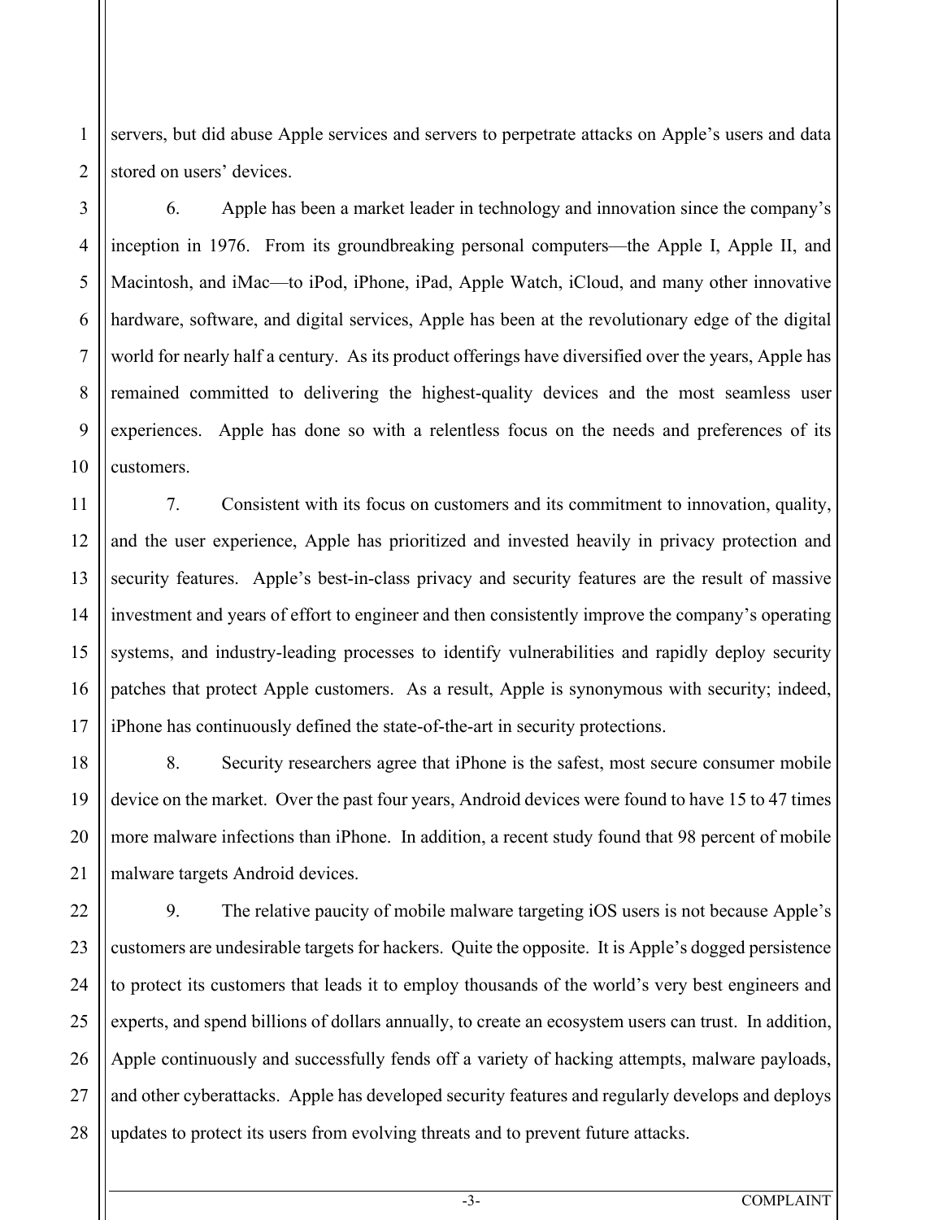servers, but did abuse Apple services and servers to perpetrate attacks on Apple's users and data stored on users' devices.

6. Apple has been a market leader in technology and innovation since the company's inception in 1976. From its groundbreaking personal computers—the Apple I, Apple II, and Macintosh, and iMac—to iPod, iPhone, iPad, Apple Watch, iCloud, and many other innovative hardware, software, and digital services, Apple has been at the revolutionary edge of the digital world for nearly half a century. As its product offerings have diversified over the years, Apple has remained committed to delivering the highest-quality devices and the most seamless user experiences. Apple has done so with a relentless focus on the needs and preferences of its customers.

7. Consistent with its focus on customers and its commitment to innovation, quality, and the user experience, Apple has prioritized and invested heavily in privacy protection and security features. Apple's best-in-class privacy and security features are the result of massive investment and years of effort to engineer and then consistently improve the company's operating systems, and industry-leading processes to identify vulnerabilities and rapidly deploy security patches that protect Apple customers. As a result, Apple is synonymous with security; indeed, iPhone has continuously defined the state-of-the-art in security protections.

8. Security researchers agree that iPhone is the safest, most secure consumer mobile device on the market. Over the past four years, Android devices were found to have 15 to 47 times more malware infections than iPhone. In addition, a recent study found that 98 percent of mobile malware targets Android devices.

9. The relative paucity of mobile malware targeting iOS users is not because Apple's customers are undesirable targets for hackers. Quite the opposite. It is Apple's dogged persistence to protect its customers that leads it to employ thousands of the world's very best engineers and experts, and spend billions of dollars annually, to create an ecosystem users can trust. In addition, Apple continuously and successfully fends off a variety of hacking attempts, malware payloads, and other cyberattacks. Apple has developed security features and regularly develops and deploys updates to protect its users from evolving threats and to prevent future attacks.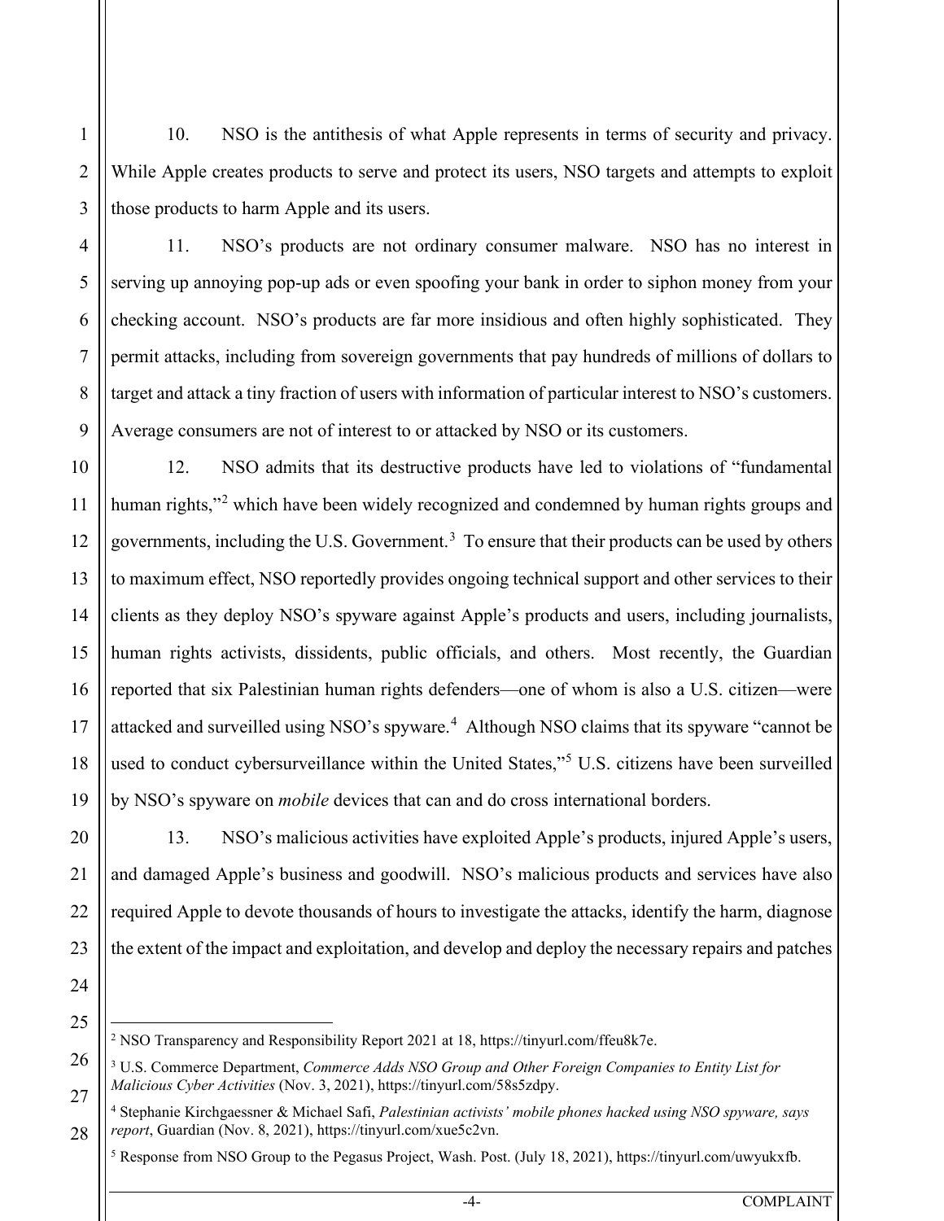10. NSO is the antithesis of what Apple represents in terms of security and privacy. While Apple creates products to serve and protect its users, NSO targets and attempts to exploit those products to harm Apple and its users.

11. NSO's products are not ordinary consumer malware. NSO has no interest in serving up annoying pop-up ads or even spoofing your bank in order to siphon money from your checking account. NSO's products are far more insidious and often highly sophisticated. They permit attacks, including from sovereign governments that pay hundreds of millions of dollars to target and attack a tiny fraction of users with information of particular interest to NSO's customers. Average consumers are not of interest to or attacked by NSO or its customers.

12. NSO admits that its destructive products have led to violations of "fundamental human rights,"[2] which have been widely recognized and condemned by human rights groups and governments, including the U.S. Government.[3] To ensure that their products can be used by others to maximum effect, NSO reportedly provides ongoing technical support and other services to their clients as they deploy NSO's spyware against Apple's products and users, including journalists, human rights activists, dissidents, public officials, and others. Most recently, the Guardian reported that six Palestinian human rights defenders—one of whom is also a U.S. citizen—were attacked and surveilled using NSO's spyware.[4] Although NSO claims that its spyware "cannot be used to conduct cybersurveillance within the United States,"[5] U.S. citizens have been surveilled by NSO's spyware on *mobile* devices that can and do cross international borders.

13. NSO's malicious activities have exploited Apple's products, injured Apple's users, and damaged Apple's business and goodwill. NSO's malicious products and services have also required Apple to devote thousands of hours to investigate the attacks, identify the harm, diagnose the extent of the impact and exploitation, and develop and deploy the necessary repairs and patches

---

[2] NSO Transparency and Responsibility Report 2021 at 18, https://tinyurl.com/ffeu8k7e.

[3] U.S. Commerce Department, *Commerce Adds NSO Group and Other Foreign Companies to Entity List for Malicious Cyber Activities* (Nov. 3, 2021), https://tinyurl.com/58s5zdpy.

[4] Stephanie Kirchgaessner & Michael Safi, *Palestinian activists' mobile phones hacked using NSO spyware, says report*, Guardian (Nov. 8, 2021), https://tinyurl.com/xue5c2vn.

[5] Response from NSO Group to the Pegasus Project, Wash. Post. (July 18, 2021), https://tinyurl.com/uwyukxfb.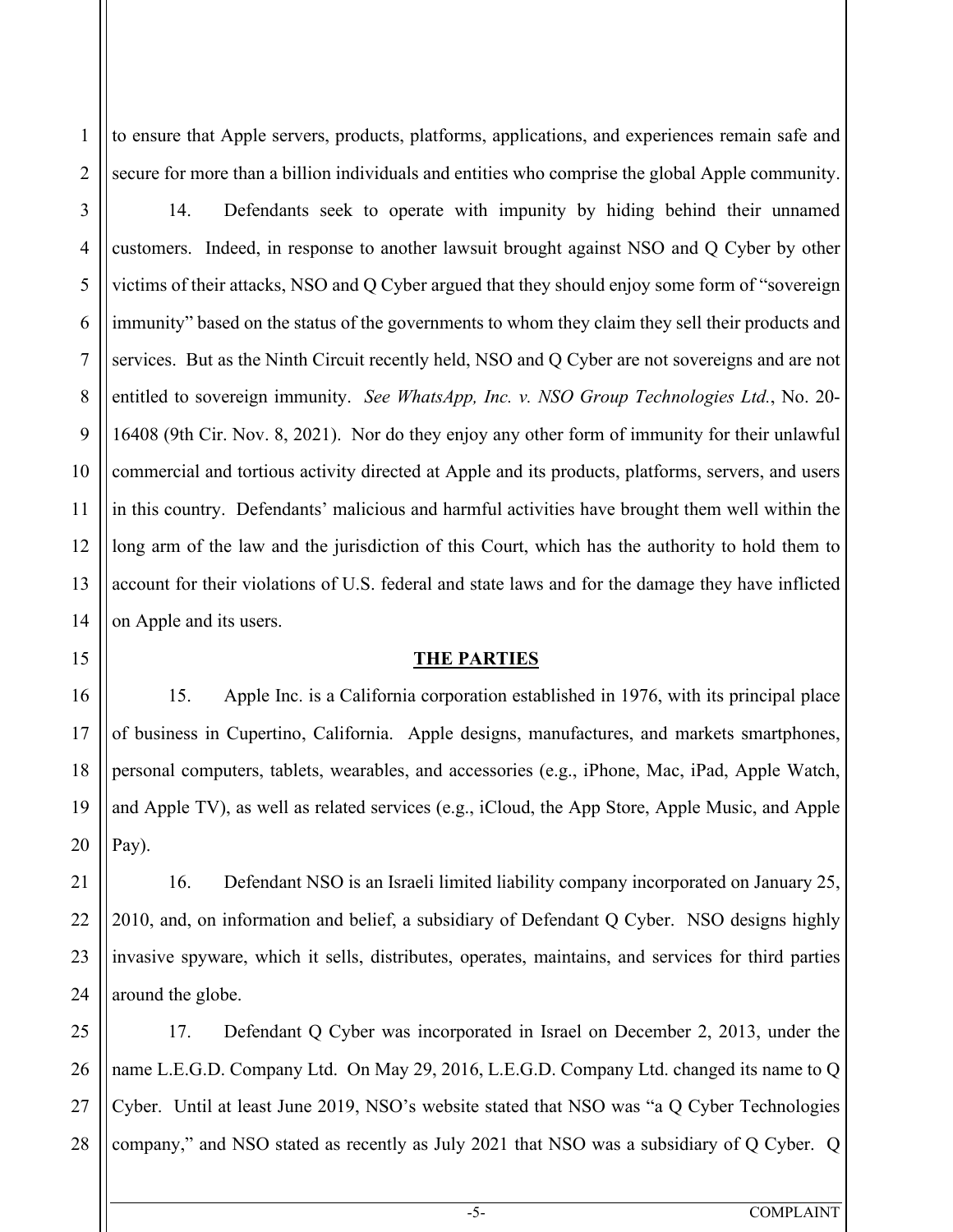to ensure that Apple servers, products, platforms, applications, and experiences remain safe and secure for more than a billion individuals and entities who comprise the global Apple community.

14. Defendants seek to operate with impunity by hiding behind their unnamed customers. Indeed, in response to another lawsuit brought against NSO and Q Cyber by other victims of their attacks, NSO and Q Cyber argued that they should enjoy some form of "sovereign immunity" based on the status of the governments to whom they claim they sell their products and services. But as the Ninth Circuit recently held, NSO and Q Cyber are not sovereigns and are not entitled to sovereign immunity. *See WhatsApp, Inc. v. NSO Group Technologies Ltd.*, No. 20-16408 (9th Cir. Nov. 8, 2021). Nor do they enjoy any other form of immunity for their unlawful commercial and tortious activity directed at Apple and its products, platforms, servers, and users in this country. Defendants' malicious and harmful activities have brought them well within the long arm of the law and the jurisdiction of this Court, which has the authority to hold them to account for their violations of U.S. federal and state laws and for the damage they have inflicted on Apple and its users.

## THE PARTIES

15. Apple Inc. is a California corporation established in 1976, with its principal place of business in Cupertino, California. Apple designs, manufactures, and markets smartphones, personal computers, tablets, wearables, and accessories (e.g., iPhone, Mac, iPad, Apple Watch, and Apple TV), as well as related services (e.g., iCloud, the App Store, Apple Music, and Apple Pay).

16. Defendant NSO is an Israeli limited liability company incorporated on January 25, 2010, and, on information and belief, a subsidiary of Defendant Q Cyber. NSO designs highly invasive spyware, which it sells, distributes, operates, maintains, and services for third parties around the globe.

17. Defendant Q Cyber was incorporated in Israel on December 2, 2013, under the name L.E.G.D. Company Ltd. On May 29, 2016, L.E.G.D. Company Ltd. changed its name to Q Cyber. Until at least June 2019, NSO's website stated that NSO was "a Q Cyber Technologies company," and NSO stated as recently as July 2021 that NSO was a subsidiary of Q Cyber. Q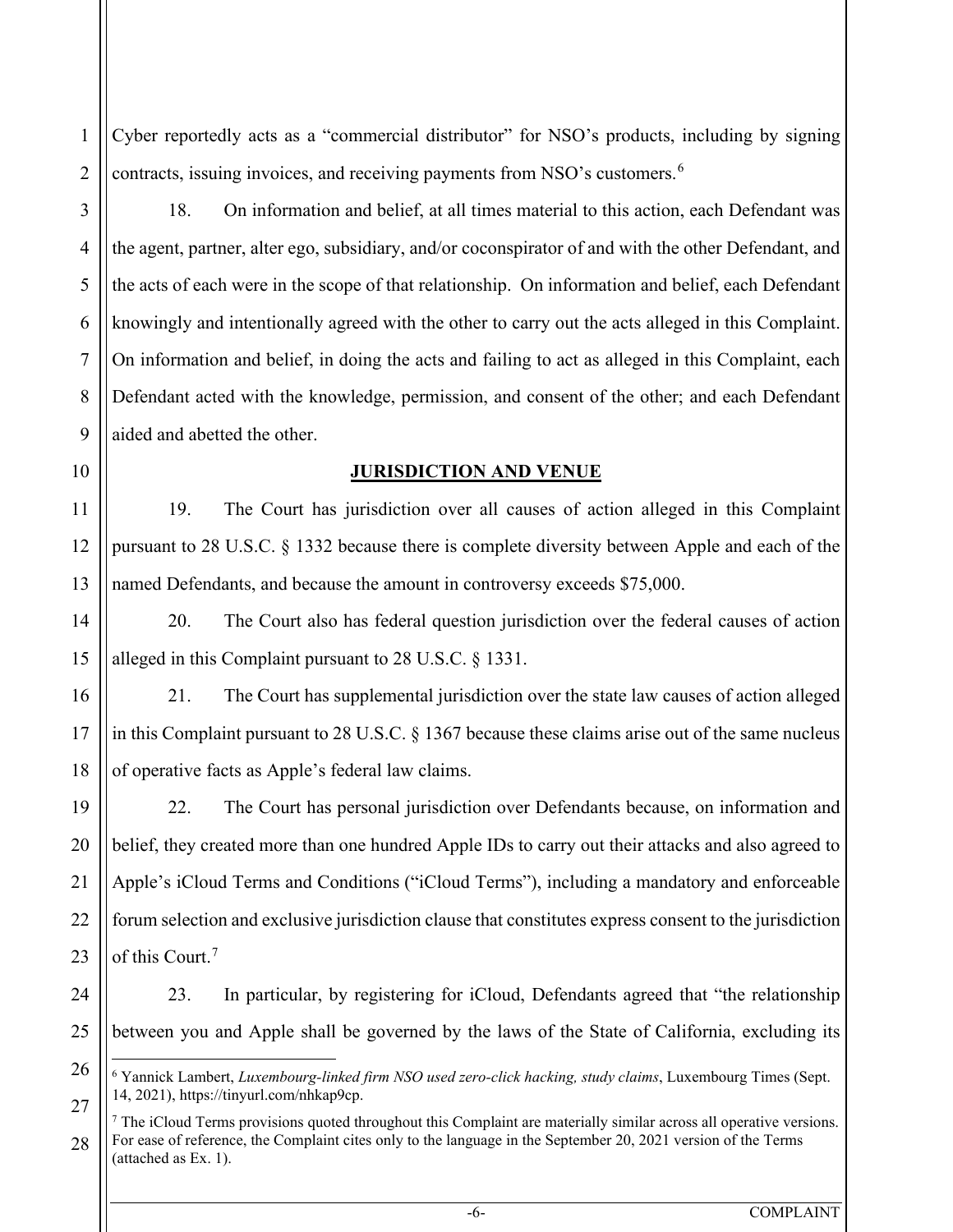Cyber reportedly acts as a "commercial distributor" for NSO's products, including by signing contracts, issuing invoices, and receiving payments from NSO's customers.[6]

18. On information and belief, at all times material to this action, each Defendant was the agent, partner, alter ego, subsidiary, and/or coconspirator of and with the other Defendant, and the acts of each were in the scope of that relationship. On information and belief, each Defendant knowingly and intentionally agreed with the other to carry out the acts alleged in this Complaint. On information and belief, in doing the acts and failing to act as alleged in this Complaint, each Defendant acted with the knowledge, permission, and consent of the other; and each Defendant aided and abetted the other.

## JURISDICTION AND VENUE

19. The Court has jurisdiction over all causes of action alleged in this Complaint pursuant to 28 U.S.C. § 1332 because there is complete diversity between Apple and each of the named Defendants, and because the amount in controversy exceeds $75,000.

20. The Court also has federal question jurisdiction over the federal causes of action alleged in this Complaint pursuant to 28 U.S.C. § 1331.

21. The Court has supplemental jurisdiction over the state law causes of action alleged in this Complaint pursuant to 28 U.S.C. § 1367 because these claims arise out of the same nucleus of operative facts as Apple's federal law claims.

22. The Court has personal jurisdiction over Defendants because, on information and belief, they created more than one hundred Apple IDs to carry out their attacks and also agreed to Apple's iCloud Terms and Conditions ("iCloud Terms"), including a mandatory and enforceable forum selection and exclusive jurisdiction clause that constitutes express consent to the jurisdiction of this Court.[7]

23. In particular, by registering for iCloud, Defendants agreed that "the relationship between you and Apple shall be governed by the laws of the State of California, excluding its

---

[6] Yannick Lambert, *Luxembourg-linked firm NSO used zero-click hacking, study claims*, Luxembourg Times (Sept. 14, 2021), https://tinyurl.com/nhkap9cp.

[7] The iCloud Terms provisions quoted throughout this Complaint are materially similar across all operative versions. For ease of reference, the Complaint cites only to the language in the September 20, 2021 version of the Terms (attached as Ex. 1).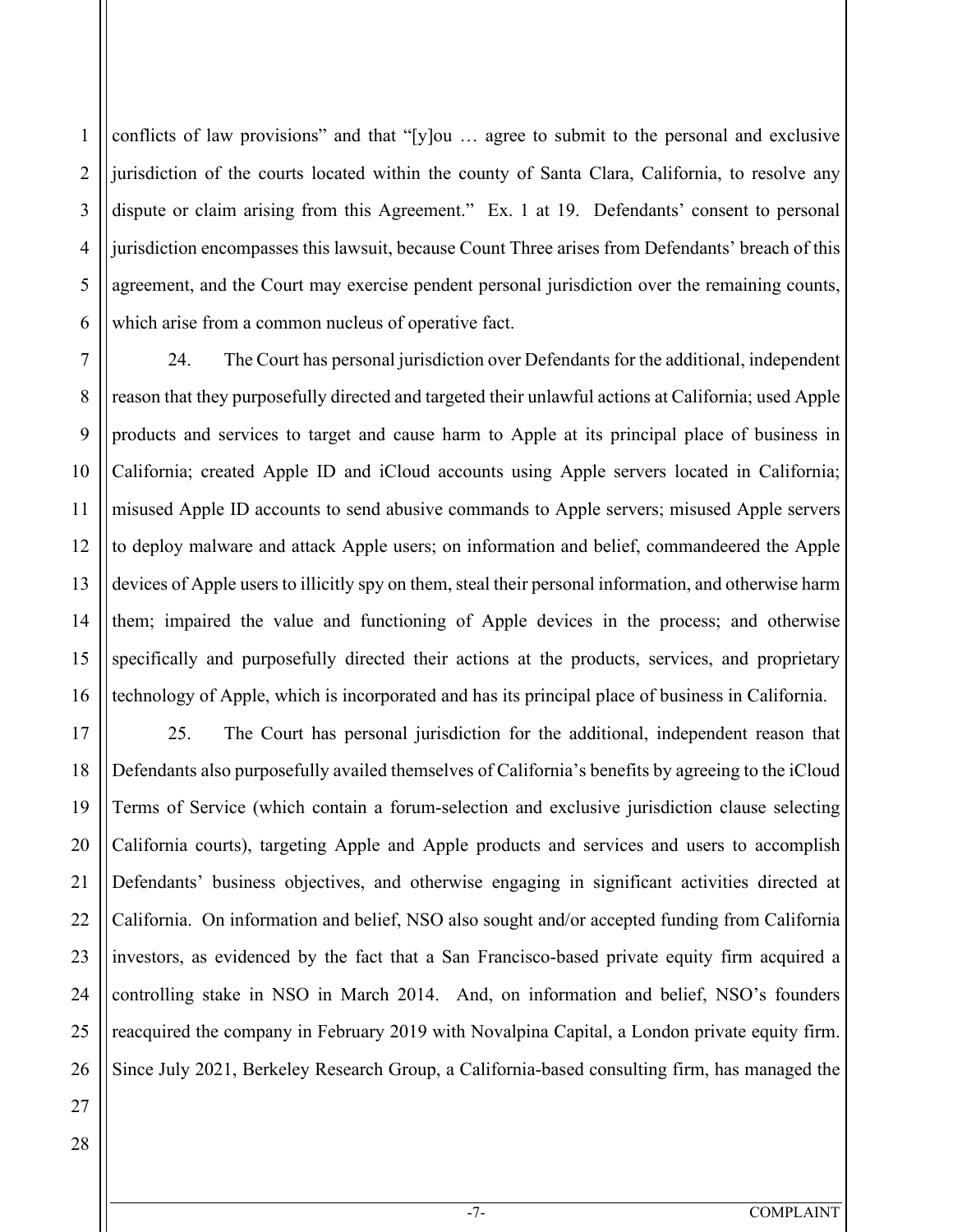conflicts of law provisions" and that "[y]ou … agree to submit to the personal and exclusive jurisdiction of the courts located within the county of Santa Clara, California, to resolve any dispute or claim arising from this Agreement." Ex. 1 at 19. Defendants' consent to personal jurisdiction encompasses this lawsuit, because Count Three arises from Defendants' breach of this agreement, and the Court may exercise pendent personal jurisdiction over the remaining counts, which arise from a common nucleus of operative fact.

24. The Court has personal jurisdiction over Defendants for the additional, independent reason that they purposefully directed and targeted their unlawful actions at California; used Apple products and services to target and cause harm to Apple at its principal place of business in California; created Apple ID and iCloud accounts using Apple servers located in California; misused Apple ID accounts to send abusive commands to Apple servers; misused Apple servers to deploy malware and attack Apple users; on information and belief, commandeered the Apple devices of Apple users to illicitly spy on them, steal their personal information, and otherwise harm them; impaired the value and functioning of Apple devices in the process; and otherwise specifically and purposefully directed their actions at the products, services, and proprietary technology of Apple, which is incorporated and has its principal place of business in California.

25. The Court has personal jurisdiction for the additional, independent reason that Defendants also purposefully availed themselves of California's benefits by agreeing to the iCloud Terms of Service (which contain a forum-selection and exclusive jurisdiction clause selecting California courts), targeting Apple and Apple products and services and users to accomplish Defendants' business objectives, and otherwise engaging in significant activities directed at California. On information and belief, NSO also sought and/or accepted funding from California investors, as evidenced by the fact that a San Francisco-based private equity firm acquired a controlling stake in NSO in March 2014. And, on information and belief, NSO's founders reacquired the company in February 2019 with Novalpina Capital, a London private equity firm. Since July 2021, Berkeley Research Group, a California-based consulting firm, has managed the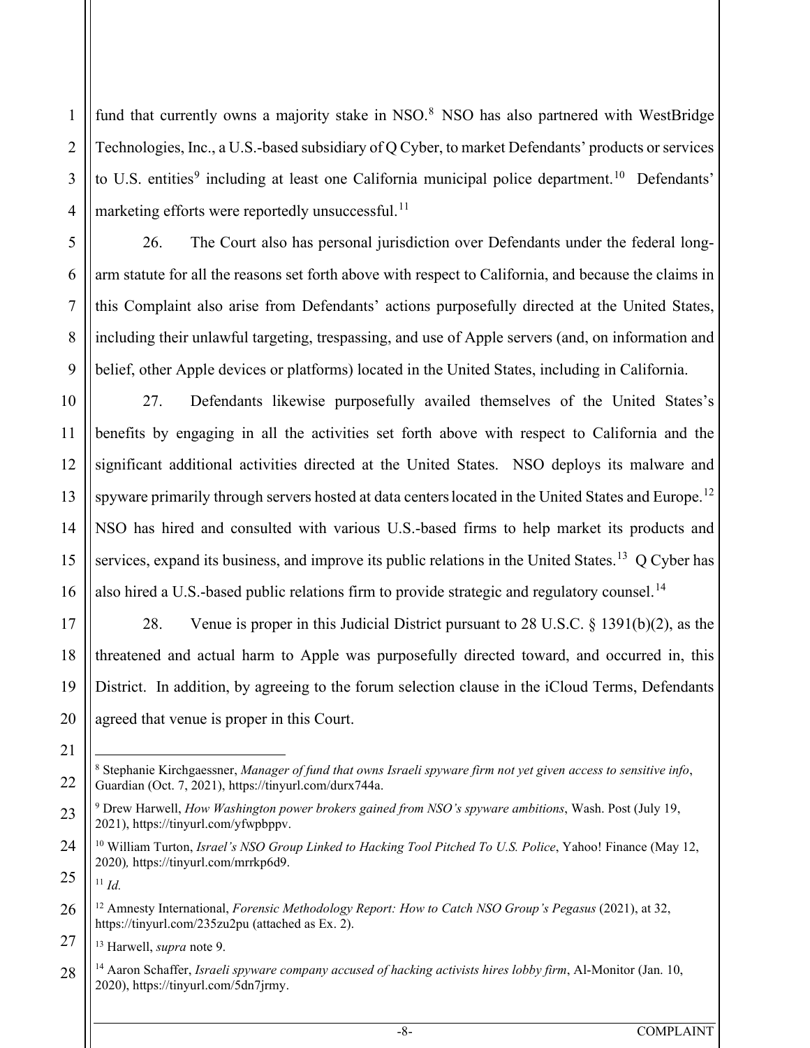fund that currently owns a majority stake in NSO.[8] NSO has also partnered with WestBridge Technologies, Inc., a U.S.-based subsidiary of Q Cyber, to market Defendants' products or services to U.S. entities[9] including at least one California municipal police department.[10] Defendants' marketing efforts were reportedly unsuccessful.[11]

26. The Court also has personal jurisdiction over Defendants under the federal long-arm statute for all the reasons set forth above with respect to California, and because the claims in this Complaint also arise from Defendants' actions purposefully directed at the United States, including their unlawful targeting, trespassing, and use of Apple servers (and, on information and belief, other Apple devices or platforms) located in the United States, including in California.

27. Defendants likewise purposefully availed themselves of the United States's benefits by engaging in all the activities set forth above with respect to California and the significant additional activities directed at the United States. NSO deploys its malware and spyware primarily through servers hosted at data centers located in the United States and Europe.[12] NSO has hired and consulted with various U.S.-based firms to help market its products and services, expand its business, and improve its public relations in the United States.[13] Q Cyber has also hired a U.S.-based public relations firm to provide strategic and regulatory counsel.[14]

28. Venue is proper in this Judicial District pursuant to 28 U.S.C. § 1391(b)(2), as the threatened and actual harm to Apple was purposefully directed toward, and occurred in, this District. In addition, by agreeing to the forum selection clause in the iCloud Terms, Defendants agreed that venue is proper in this Court.

---

[8] Stephanie Kirchgaessner, *Manager of fund that owns Israeli spyware firm not yet given access to sensitive info*, Guardian (Oct. 7, 2021), https://tinyurl.com/durx744a.

[9] Drew Harwell, *How Washington power brokers gained from NSO's spyware ambitions*, Wash. Post (July 19, 2021), https://tinyurl.com/yfwpbppv.

[10] William Turton, *Israel's NSO Group Linked to Hacking Tool Pitched To U.S. Police*, Yahoo! Finance (May 12, 2020), https://tinyurl.com/mrrkp6d9.

[11] *Id.*

[12] Amnesty International, *Forensic Methodology Report: How to Catch NSO Group's Pegasus* (2021), at 32, https://tinyurl.com/235zu2pu (attached as Ex. 2).

[13] Harwell, *supra* note 9.

[14] Aaron Schaffer, *Israeli spyware company accused of hacking activists hires lobby firm*, Al-Monitor (Jan. 10, 2020), https://tinyurl.com/5dn7jrmy.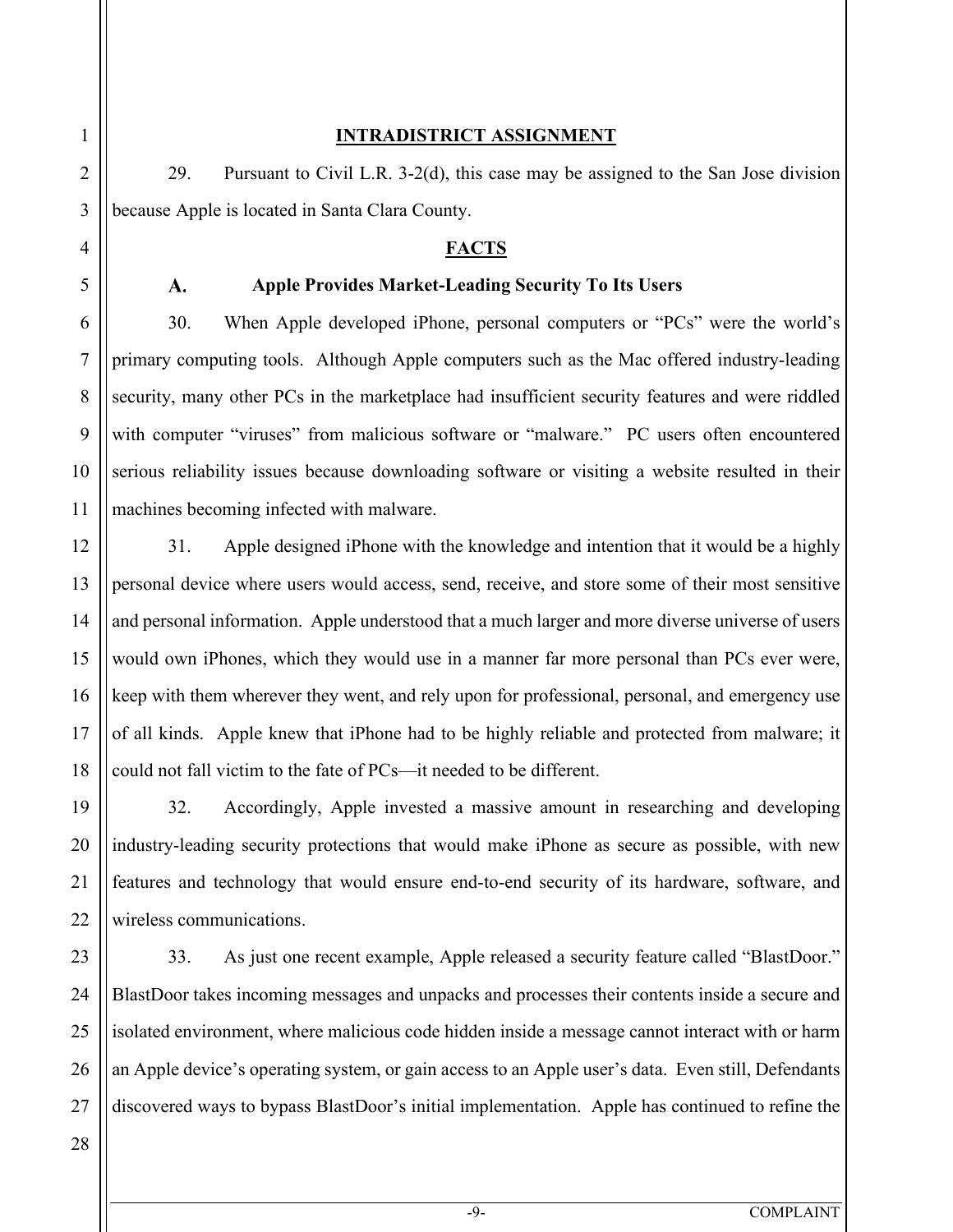## INTRADISTRICT ASSIGNMENT

29. Pursuant to Civil L.R. 3-2(d), this case may be assigned to the San Jose division because Apple is located in Santa Clara County.

## FACTS

### A. Apple Provides Market-Leading Security To Its Users

30. When Apple developed iPhone, personal computers or "PCs" were the world's primary computing tools. Although Apple computers such as the Mac offered industry-leading security, many other PCs in the marketplace had insufficient security features and were riddled with computer "viruses" from malicious software or "malware." PC users often encountered serious reliability issues because downloading software or visiting a website resulted in their machines becoming infected with malware.

31. Apple designed iPhone with the knowledge and intention that it would be a highly personal device where users would access, send, receive, and store some of their most sensitive and personal information. Apple understood that a much larger and more diverse universe of users would own iPhones, which they would use in a manner far more personal than PCs ever were, keep with them wherever they went, and rely upon for professional, personal, and emergency use of all kinds. Apple knew that iPhone had to be highly reliable and protected from malware; it could not fall victim to the fate of PCs—it needed to be different.

32. Accordingly, Apple invested a massive amount in researching and developing industry-leading security protections that would make iPhone as secure as possible, with new features and technology that would ensure end-to-end security of its hardware, software, and wireless communications.

33. As just one recent example, Apple released a security feature called "BlastDoor." BlastDoor takes incoming messages and unpacks and processes their contents inside a secure and isolated environment, where malicious code hidden inside a message cannot interact with or harm an Apple device's operating system, or gain access to an Apple user's data. Even still, Defendants discovered ways to bypass BlastDoor's initial implementation. Apple has continued to refine the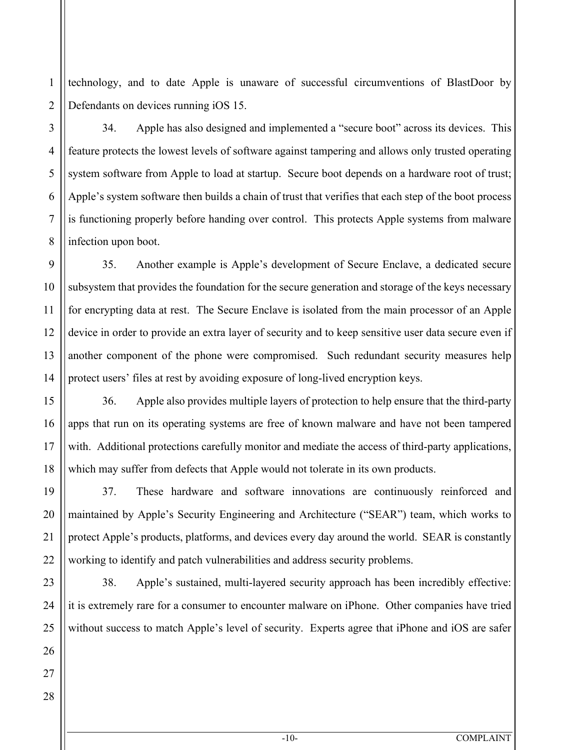technology, and to date Apple is unaware of successful circumventions of BlastDoor by Defendants on devices running iOS 15.

34. Apple has also designed and implemented a "secure boot" across its devices. This feature protects the lowest levels of software against tampering and allows only trusted operating system software from Apple to load at startup. Secure boot depends on a hardware root of trust; Apple's system software then builds a chain of trust that verifies that each step of the boot process is functioning properly before handing over control. This protects Apple systems from malware infection upon boot.

35. Another example is Apple's development of Secure Enclave, a dedicated secure subsystem that provides the foundation for the secure generation and storage of the keys necessary for encrypting data at rest. The Secure Enclave is isolated from the main processor of an Apple device in order to provide an extra layer of security and to keep sensitive user data secure even if another component of the phone were compromised. Such redundant security measures help protect users' files at rest by avoiding exposure of long-lived encryption keys.

36. Apple also provides multiple layers of protection to help ensure that the third-party apps that run on its operating systems are free of known malware and have not been tampered with. Additional protections carefully monitor and mediate the access of third-party applications, which may suffer from defects that Apple would not tolerate in its own products.

37. These hardware and software innovations are continuously reinforced and maintained by Apple's Security Engineering and Architecture ("SEAR") team, which works to protect Apple's products, platforms, and devices every day around the world. SEAR is constantly working to identify and patch vulnerabilities and address security problems.

38. Apple's sustained, multi-layered security approach has been incredibly effective: it is extremely rare for a consumer to encounter malware on iPhone. Other companies have tried without success to match Apple's level of security. Experts agree that iPhone and iOS are safer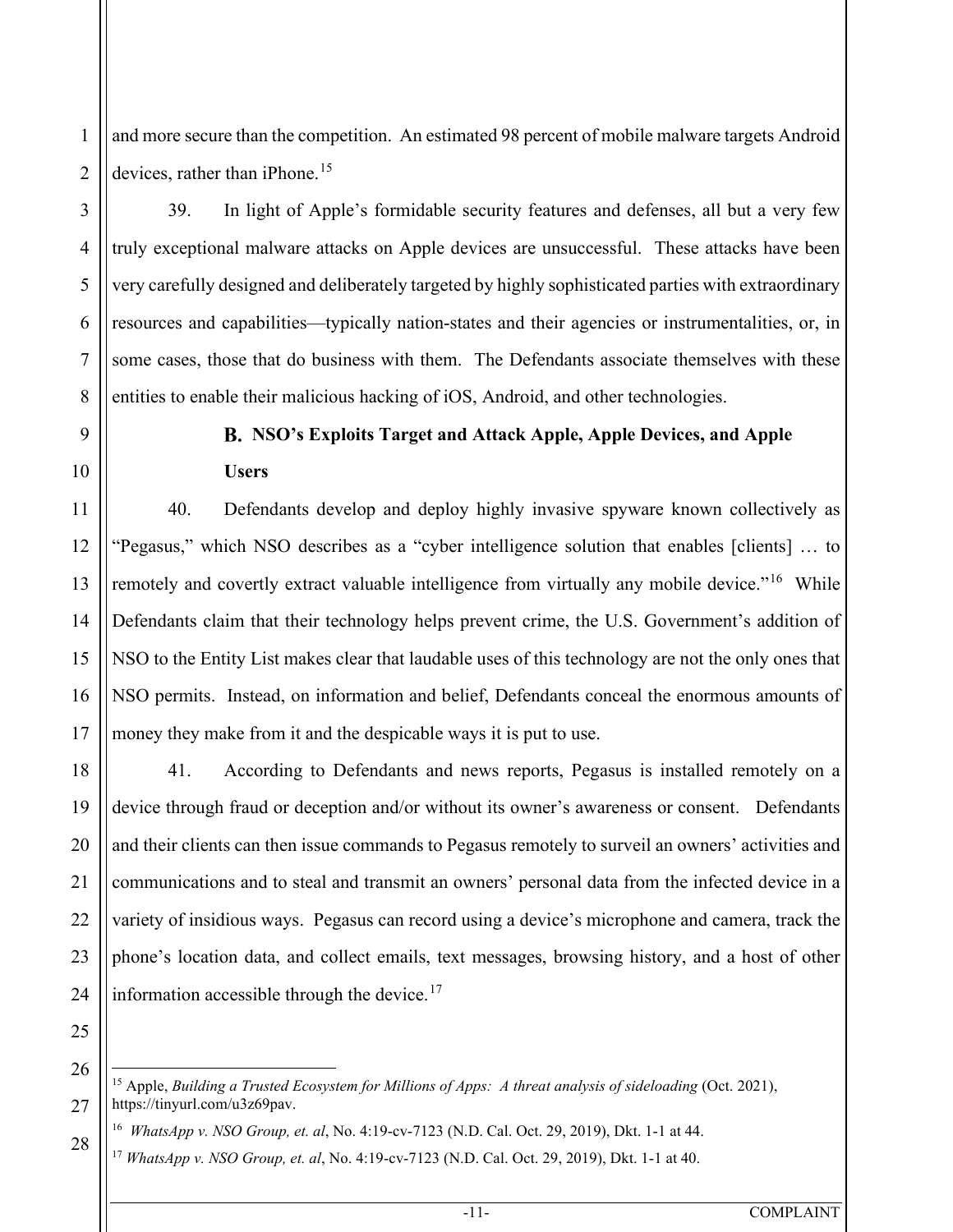and more secure than the competition. An estimated 98 percent of mobile malware targets Android devices, rather than iPhone.[15]

39. In light of Apple's formidable security features and defenses, all but a very few truly exceptional malware attacks on Apple devices are unsuccessful. These attacks have been very carefully designed and deliberately targeted by highly sophisticated parties with extraordinary resources and capabilities—typically nation-states and their agencies or instrumentalities, or, in some cases, those that do business with them. The Defendants associate themselves with these entities to enable their malicious hacking of iOS, Android, and other technologies.

### B. NSO's Exploits Target and Attack Apple, Apple Devices, and Apple Users

40. Defendants develop and deploy highly invasive spyware known collectively as "Pegasus," which NSO describes as a "cyber intelligence solution that enables [clients] … to remotely and covertly extract valuable intelligence from virtually any mobile device."[16] While Defendants claim that their technology helps prevent crime, the U.S. Government's addition of NSO to the Entity List makes clear that laudable uses of this technology are not the only ones that NSO permits. Instead, on information and belief, Defendants conceal the enormous amounts of money they make from it and the despicable ways it is put to use.

41. According to Defendants and news reports, Pegasus is installed remotely on a device through fraud or deception and/or without its owner's awareness or consent. Defendants and their clients can then issue commands to Pegasus remotely to surveil an owners' activities and communications and to steal and transmit an owners' personal data from the infected device in a variety of insidious ways. Pegasus can record using a device's microphone and camera, track the phone's location data, and collect emails, text messages, browsing history, and a host of other information accessible through the device.[17]

---

[15] Apple, *Building a Trusted Ecosystem for Millions of Apps: A threat analysis of sideloading* (Oct. 2021), https://tinyurl.com/u3z69pav.

[16] *WhatsApp v. NSO Group, et. al*, No. 4:19-cv-7123 (N.D. Cal. Oct. 29, 2019), Dkt. 1-1 at 44.

[17] *WhatsApp v. NSO Group, et. al*, No. 4:19-cv-7123 (N.D. Cal. Oct. 29, 2019), Dkt. 1-1 at 40.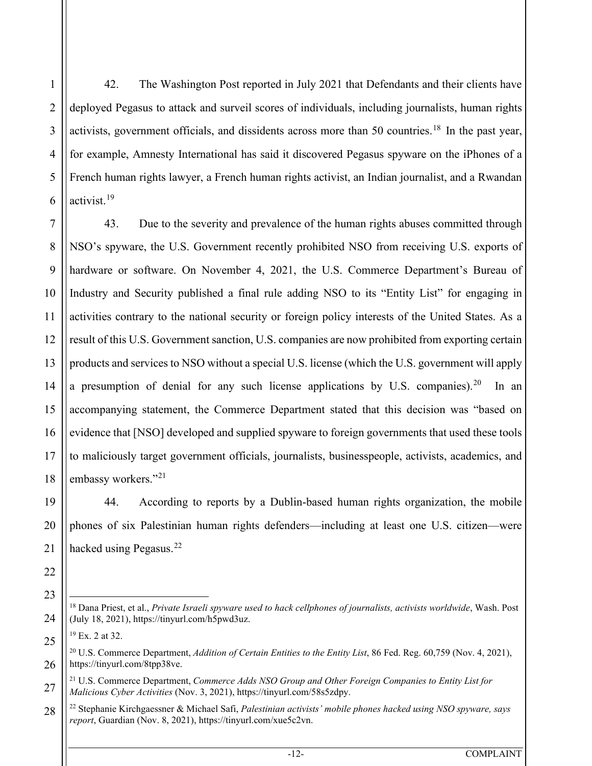42. The Washington Post reported in July 2021 that Defendants and their clients have deployed Pegasus to attack and surveil scores of individuals, including journalists, human rights activists, government officials, and dissidents across more than 50 countries.[18] In the past year, for example, Amnesty International has said it discovered Pegasus spyware on the iPhones of a French human rights lawyer, a French human rights activist, an Indian journalist, and a Rwandan activist.[19]

43. Due to the severity and prevalence of the human rights abuses committed through NSO's spyware, the U.S. Government recently prohibited NSO from receiving U.S. exports of hardware or software. On November 4, 2021, the U.S. Commerce Department's Bureau of Industry and Security published a final rule adding NSO to its "Entity List" for engaging in activities contrary to the national security or foreign policy interests of the United States. As a result of this U.S. Government sanction, U.S. companies are now prohibited from exporting certain products and services to NSO without a special U.S. license (which the U.S. government will apply a presumption of denial for any such license applications by U.S. companies).[20] In an accompanying statement, the Commerce Department stated that this decision was "based on evidence that [NSO] developed and supplied spyware to foreign governments that used these tools to maliciously target government officials, journalists, businesspeople, activists, academics, and embassy workers."[21]

44. According to reports by a Dublin-based human rights organization, the mobile phones of six Palestinian human rights defenders—including at least one U.S. citizen—were hacked using Pegasus.[22]

---

[18] Dana Priest, et al., *Private Israeli spyware used to hack cellphones of journalists, activists worldwide*, Wash. Post (July 18, 2021), https://tinyurl.com/h5pwd3uz.

[19] Ex. 2 at 32.

[20] U.S. Commerce Department, *Addition of Certain Entities to the Entity List*, 86 Fed. Reg. 60,759 (Nov. 4, 2021), https://tinyurl.com/8tpp38ve.

[21] U.S. Commerce Department, *Commerce Adds NSO Group and Other Foreign Companies to Entity List for Malicious Cyber Activities* (Nov. 3, 2021), https://tinyurl.com/58s5zdpy.

[22] Stephanie Kirchgaessner & Michael Safi, *Palestinian activists' mobile phones hacked using NSO spyware, says report*, Guardian (Nov. 8, 2021), https://tinyurl.com/xue5c2vn.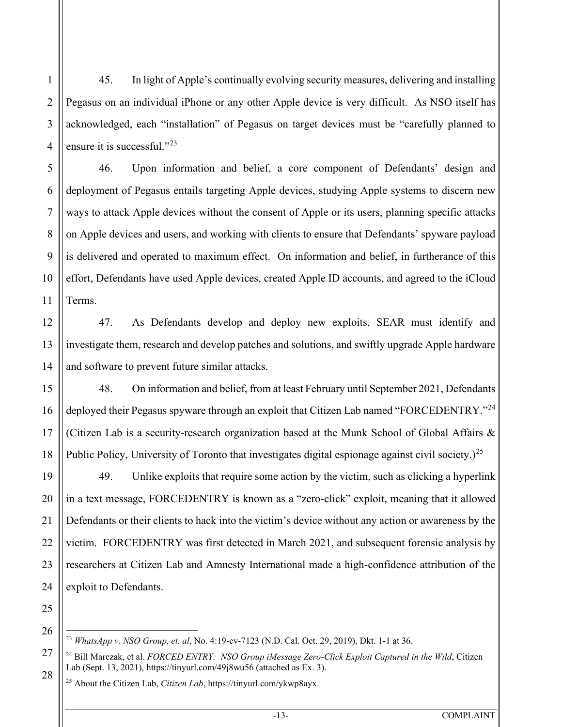45. In light of Apple's continually evolving security measures, delivering and installing Pegasus on an individual iPhone or any other Apple device is very difficult. As NSO itself has acknowledged, each "installation" of Pegasus on target devices must be "carefully planned to ensure it is successful."[23]

46. Upon information and belief, a core component of Defendants' design and deployment of Pegasus entails targeting Apple devices, studying Apple systems to discern new ways to attack Apple devices without the consent of Apple or its users, planning specific attacks on Apple devices and users, and working with clients to ensure that Defendants' spyware payload is delivered and operated to maximum effect. On information and belief, in furtherance of this effort, Defendants have used Apple devices, created Apple ID accounts, and agreed to the iCloud Terms.

47. As Defendants develop and deploy new exploits, SEAR must identify and investigate them, research and develop patches and solutions, and swiftly upgrade Apple hardware and software to prevent future similar attacks.

48. On information and belief, from at least February until September 2021, Defendants deployed their Pegasus spyware through an exploit that Citizen Lab named "FORCEDENTRY."[24] (Citizen Lab is a security-research organization based at the Munk School of Global Affairs & Public Policy, University of Toronto that investigates digital espionage against civil society.)[25]

49. Unlike exploits that require some action by the victim, such as clicking a hyperlink in a text message, FORCEDENTRY is known as a "zero-click" exploit, meaning that it allowed Defendants or their clients to hack into the victim's device without any action or awareness by the victim. FORCEDENTRY was first detected in March 2021, and subsequent forensic analysis by researchers at Citizen Lab and Amnesty International made a high-confidence attribution of the exploit to Defendants.

---

[23] *WhatsApp v. NSO Group, et. al*, No. 4:19-cv-7123 (N.D. Cal. Oct. 29, 2019), Dkt. 1-1 at 36.

[24] Bill Marczak, et al. *FORCED ENTRY: NSO Group iMessage Zero-Click Exploit Captured in the Wild*, Citizen Lab (Sept. 13, 2021), https://tinyurl.com/49j8wu56 (attached as Ex. 3).

[25] About the Citizen Lab, *Citizen Lab*, https://tinyurl.com/ykwp8ayx.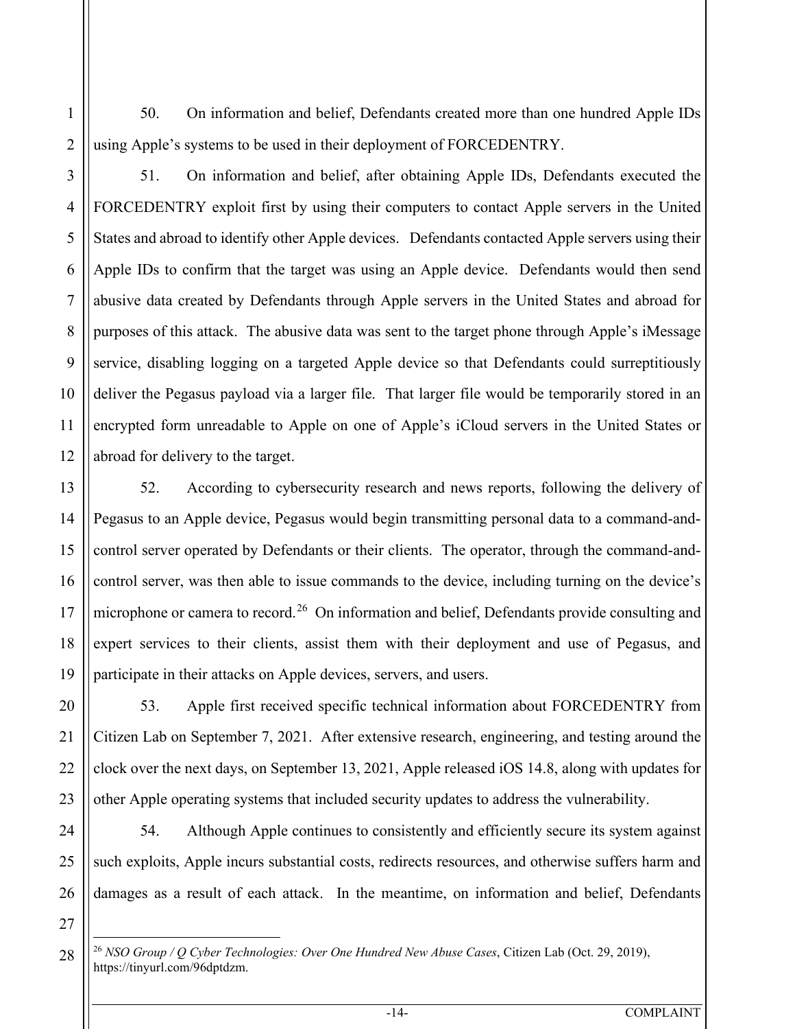50. On information and belief, Defendants created more than one hundred Apple IDs using Apple's systems to be used in their deployment of FORCEDENTRY.

51. On information and belief, after obtaining Apple IDs, Defendants executed the FORCEDENTRY exploit first by using their computers to contact Apple servers in the United States and abroad to identify other Apple devices. Defendants contacted Apple servers using their Apple IDs to confirm that the target was using an Apple device. Defendants would then send abusive data created by Defendants through Apple servers in the United States and abroad for purposes of this attack. The abusive data was sent to the target phone through Apple's iMessage service, disabling logging on a targeted Apple device so that Defendants could surreptitiously deliver the Pegasus payload via a larger file. That larger file would be temporarily stored in an encrypted form unreadable to Apple on one of Apple's iCloud servers in the United States or abroad for delivery to the target.

52. According to cybersecurity research and news reports, following the delivery of Pegasus to an Apple device, Pegasus would begin transmitting personal data to a command-and-control server operated by Defendants or their clients. The operator, through the command-and-control server, was then able to issue commands to the device, including turning on the device's microphone or camera to record.[26] On information and belief, Defendants provide consulting and expert services to their clients, assist them with their deployment and use of Pegasus, and participate in their attacks on Apple devices, servers, and users.

53. Apple first received specific technical information about FORCEDENTRY from Citizen Lab on September 7, 2021. After extensive research, engineering, and testing around the clock over the next days, on September 13, 2021, Apple released iOS 14.8, along with updates for other Apple operating systems that included security updates to address the vulnerability.

54. Although Apple continues to consistently and efficiently secure its system against such exploits, Apple incurs substantial costs, redirects resources, and otherwise suffers harm and damages as a result of each attack. In the meantime, on information and belief, Defendants

---

[26] *NSO Group / Q Cyber Technologies: Over One Hundred New Abuse Cases*, Citizen Lab (Oct. 29, 2019), https://tinyurl.com/96dptdzm.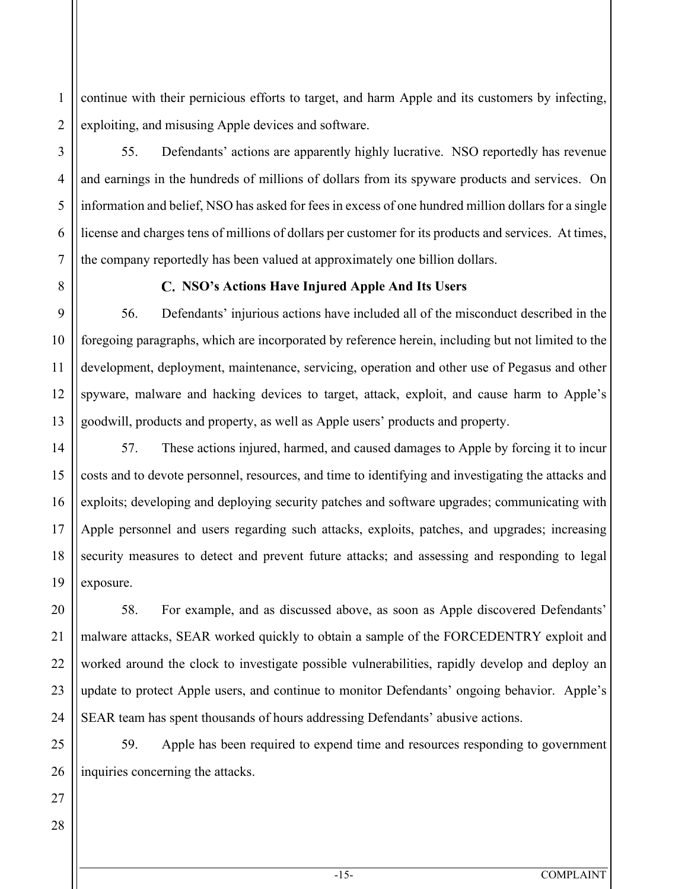continue with their pernicious efforts to target, and harm Apple and its customers by infecting, exploiting, and misusing Apple devices and software.

55. Defendants' actions are apparently highly lucrative. NSO reportedly has revenue and earnings in the hundreds of millions of dollars from its spyware products and services. On information and belief, NSO has asked for fees in excess of one hundred million dollars for a single license and charges tens of millions of dollars per customer for its products and services. At times, the company reportedly has been valued at approximately one billion dollars.

### C. NSO's Actions Have Injured Apple And Its Users

56. Defendants' injurious actions have included all of the misconduct described in the foregoing paragraphs, which are incorporated by reference herein, including but not limited to the development, deployment, maintenance, servicing, operation and other use of Pegasus and other spyware, malware and hacking devices to target, attack, exploit, and cause harm to Apple's goodwill, products and property, as well as Apple users' products and property.

57. These actions injured, harmed, and caused damages to Apple by forcing it to incur costs and to devote personnel, resources, and time to identifying and investigating the attacks and exploits; developing and deploying security patches and software upgrades; communicating with Apple personnel and users regarding such attacks, exploits, patches, and upgrades; increasing security measures to detect and prevent future attacks; and assessing and responding to legal exposure.

58. For example, and as discussed above, as soon as Apple discovered Defendants' malware attacks, SEAR worked quickly to obtain a sample of the FORCEDENTRY exploit and worked around the clock to investigate possible vulnerabilities, rapidly develop and deploy an update to protect Apple users, and continue to monitor Defendants' ongoing behavior. Apple's SEAR team has spent thousands of hours addressing Defendants' abusive actions.

59. Apple has been required to expend time and resources responding to government inquiries concerning the attacks.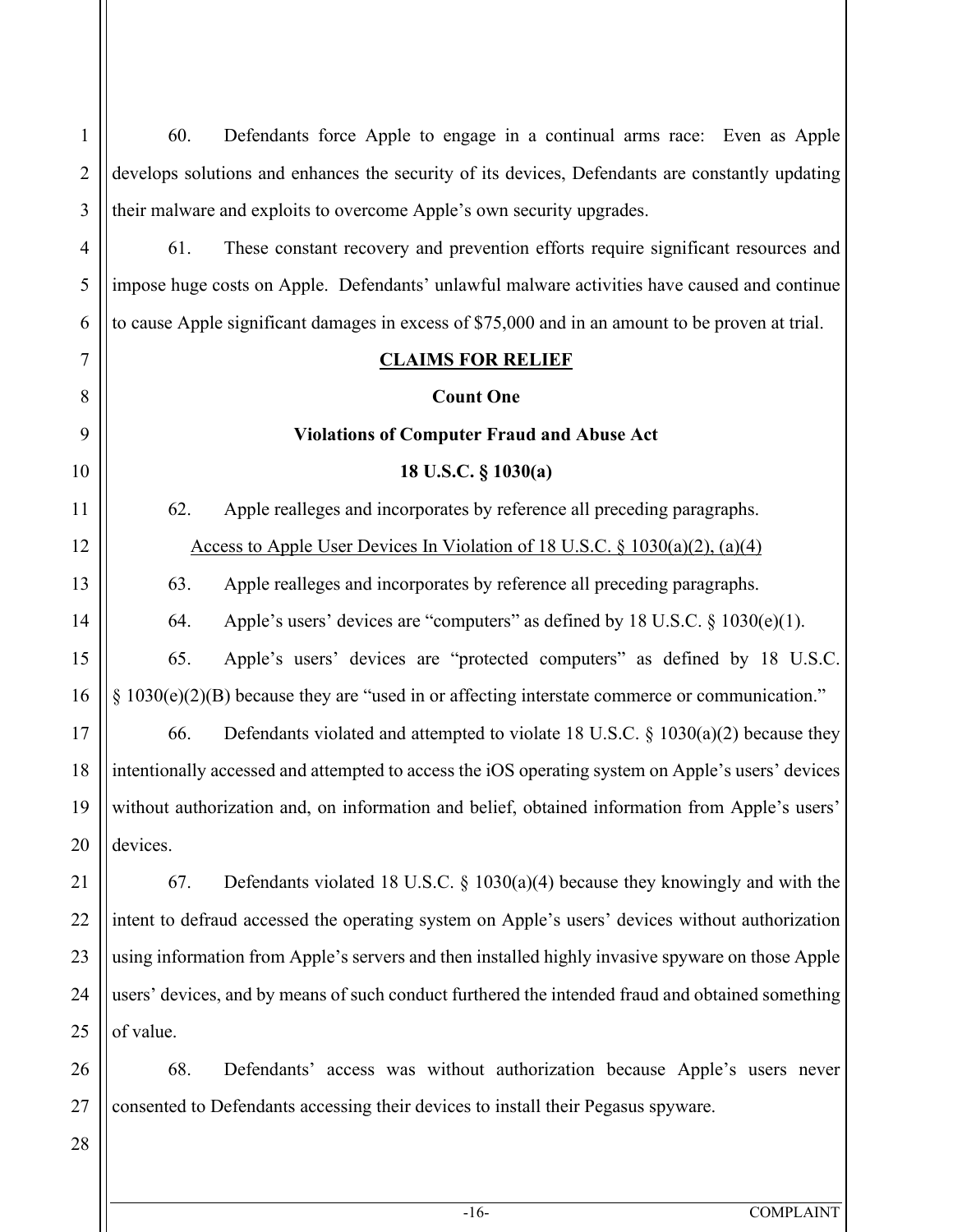60. Defendants force Apple to engage in a continual arms race: Even as Apple develops solutions and enhances the security of its devices, Defendants are constantly updating their malware and exploits to overcome Apple's own security upgrades.

61. These constant recovery and prevention efforts require significant resources and impose huge costs on Apple. Defendants' unlawful malware activities have caused and continue to cause Apple significant damages in excess of $75,000 and in an amount to be proven at trial.

## CLAIMS FOR RELIEF

### Count One

### Violations of Computer Fraud and Abuse Act

### 18 U.S.C. § 1030(a)

62. Apple realleges and incorporates by reference all preceding paragraphs.

Access to Apple User Devices In Violation of 18 U.S.C. § 1030(a)(2), (a)(4)

63. Apple realleges and incorporates by reference all preceding paragraphs.

64. Apple's users' devices are "computers" as defined by 18 U.S.C. § 1030(e)(1).

65. Apple's users' devices are "protected computers" as defined by 18 U.S.C. § 1030(e)(2)(B) because they are "used in or affecting interstate commerce or communication."

66. Defendants violated and attempted to violate 18 U.S.C. § 1030(a)(2) because they intentionally accessed and attempted to access the iOS operating system on Apple's users' devices without authorization and, on information and belief, obtained information from Apple's users' devices.

67. Defendants violated 18 U.S.C. § 1030(a)(4) because they knowingly and with the intent to defraud accessed the operating system on Apple's users' devices without authorization using information from Apple's servers and then installed highly invasive spyware on those Apple users' devices, and by means of such conduct furthered the intended fraud and obtained something of value.

68. Defendants' access was without authorization because Apple's users never consented to Defendants accessing their devices to install their Pegasus spyware.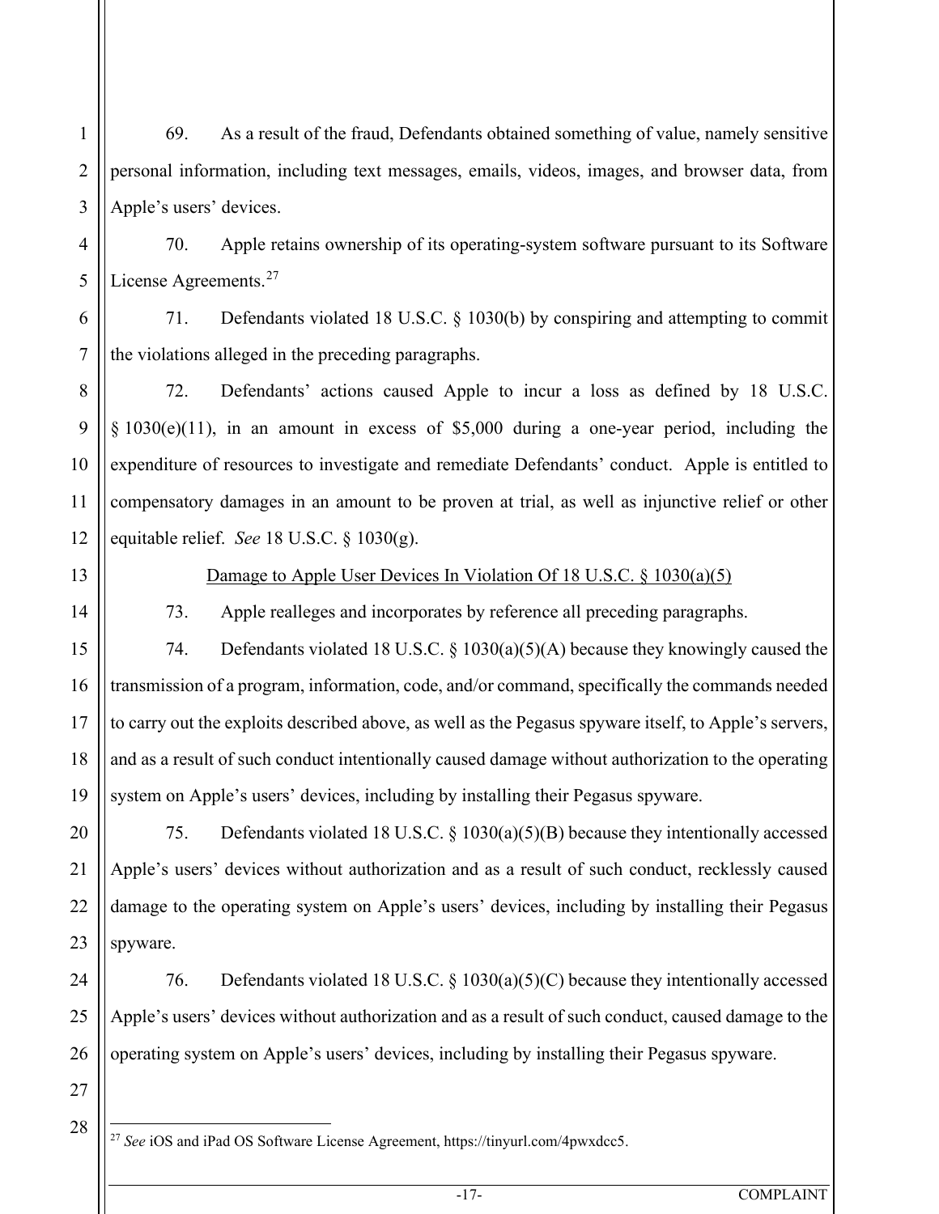69. As a result of the fraud, Defendants obtained something of value, namely sensitive personal information, including text messages, emails, videos, images, and browser data, from Apple's users' devices.

70. Apple retains ownership of its operating-system software pursuant to its Software License Agreements.[27]

71. Defendants violated 18 U.S.C. § 1030(b) by conspiring and attempting to commit the violations alleged in the preceding paragraphs.

72. Defendants' actions caused Apple to incur a loss as defined by 18 U.S.C. § 1030(e)(11), in an amount in excess of $5,000 during a one-year period, including the expenditure of resources to investigate and remediate Defendants' conduct. Apple is entitled to compensatory damages in an amount to be proven at trial, as well as injunctive relief or other equitable relief. *See* 18 U.S.C. § 1030(g).

<u>Damage to Apple User Devices In Violation Of 18 U.S.C. § 1030(a)(5)</u>

73. Apple realleges and incorporates by reference all preceding paragraphs.

74. Defendants violated 18 U.S.C. § 1030(a)(5)(A) because they knowingly caused the transmission of a program, information, code, and/or command, specifically the commands needed to carry out the exploits described above, as well as the Pegasus spyware itself, to Apple's servers, and as a result of such conduct intentionally caused damage without authorization to the operating system on Apple's users' devices, including by installing their Pegasus spyware.

75. Defendants violated 18 U.S.C. § 1030(a)(5)(B) because they intentionally accessed Apple's users' devices without authorization and as a result of such conduct, recklessly caused damage to the operating system on Apple's users' devices, including by installing their Pegasus spyware.

76. Defendants violated 18 U.S.C. § 1030(a)(5)(C) because they intentionally accessed Apple's users' devices without authorization and as a result of such conduct, caused damage to the operating system on Apple's users' devices, including by installing their Pegasus spyware.

---

[27] *See* iOS and iPad OS Software License Agreement, https://tinyurl.com/4pwxdcc5.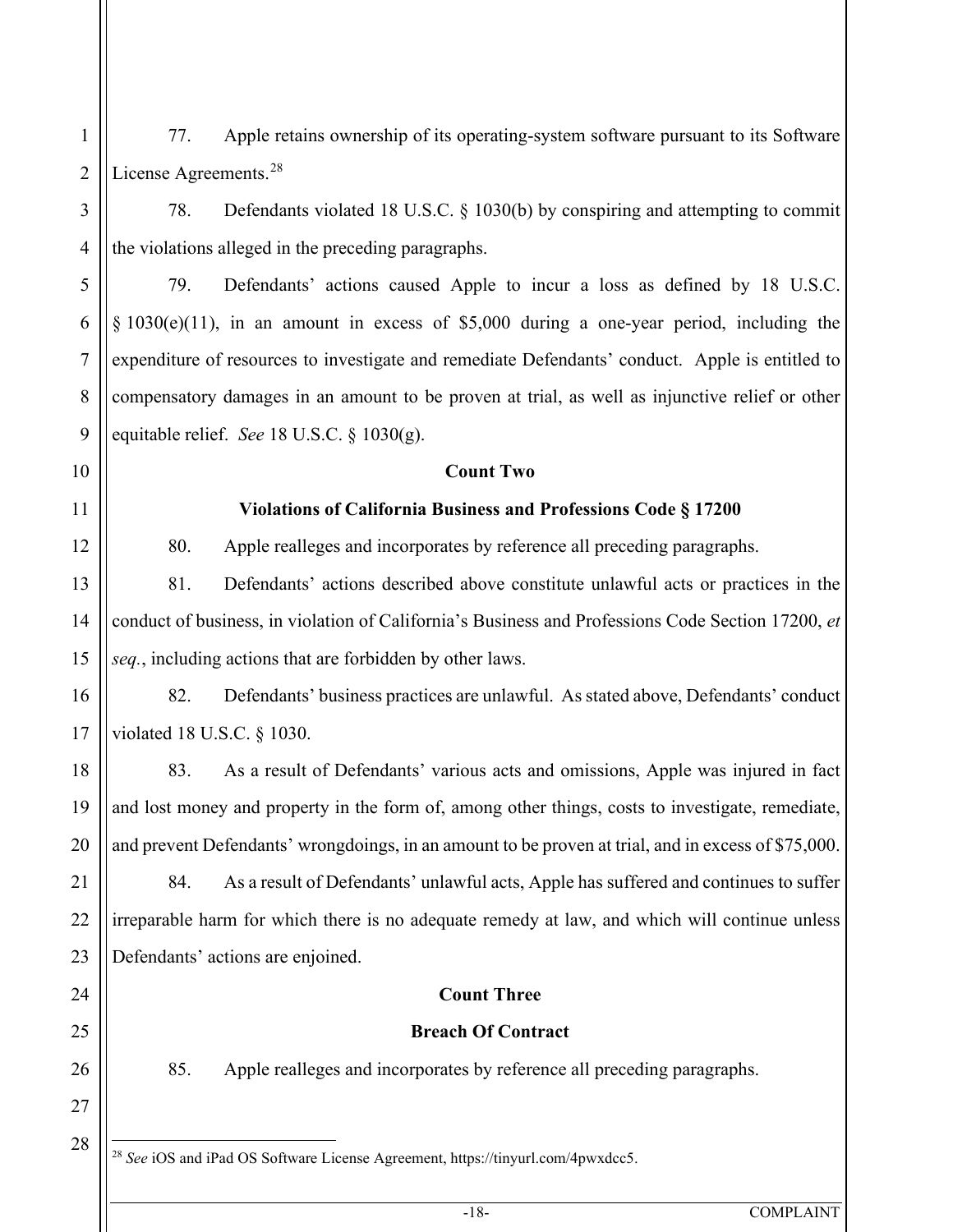77. Apple retains ownership of its operating-system software pursuant to its Software License Agreements.[28]

78. Defendants violated 18 U.S.C. § 1030(b) by conspiring and attempting to commit the violations alleged in the preceding paragraphs.

79. Defendants' actions caused Apple to incur a loss as defined by 18 U.S.C. § 1030(e)(11), in an amount in excess of $5,000 during a one-year period, including the expenditure of resources to investigate and remediate Defendants' conduct. Apple is entitled to compensatory damages in an amount to be proven at trial, as well as injunctive relief or other equitable relief. *See* 18 U.S.C. § 1030(g).

**Count Two**

**Violations of California Business and Professions Code § 17200**

80. Apple realleges and incorporates by reference all preceding paragraphs.

81. Defendants' actions described above constitute unlawful acts or practices in the conduct of business, in violation of California's Business and Professions Code Section 17200, *et seq.*, including actions that are forbidden by other laws.

82. Defendants' business practices are unlawful. As stated above, Defendants' conduct violated 18 U.S.C. § 1030.

83. As a result of Defendants' various acts and omissions, Apple was injured in fact and lost money and property in the form of, among other things, costs to investigate, remediate, and prevent Defendants' wrongdoings, in an amount to be proven at trial, and in excess of $75,000.

84. As a result of Defendants' unlawful acts, Apple has suffered and continues to suffer irreparable harm for which there is no adequate remedy at law, and which will continue unless Defendants' actions are enjoined.

**Count Three**

**Breach Of Contract**

85. Apple realleges and incorporates by reference all preceding paragraphs.

---

[28] *See* iOS and iPad OS Software License Agreement, https://tinyurl.com/4pwxdcc5.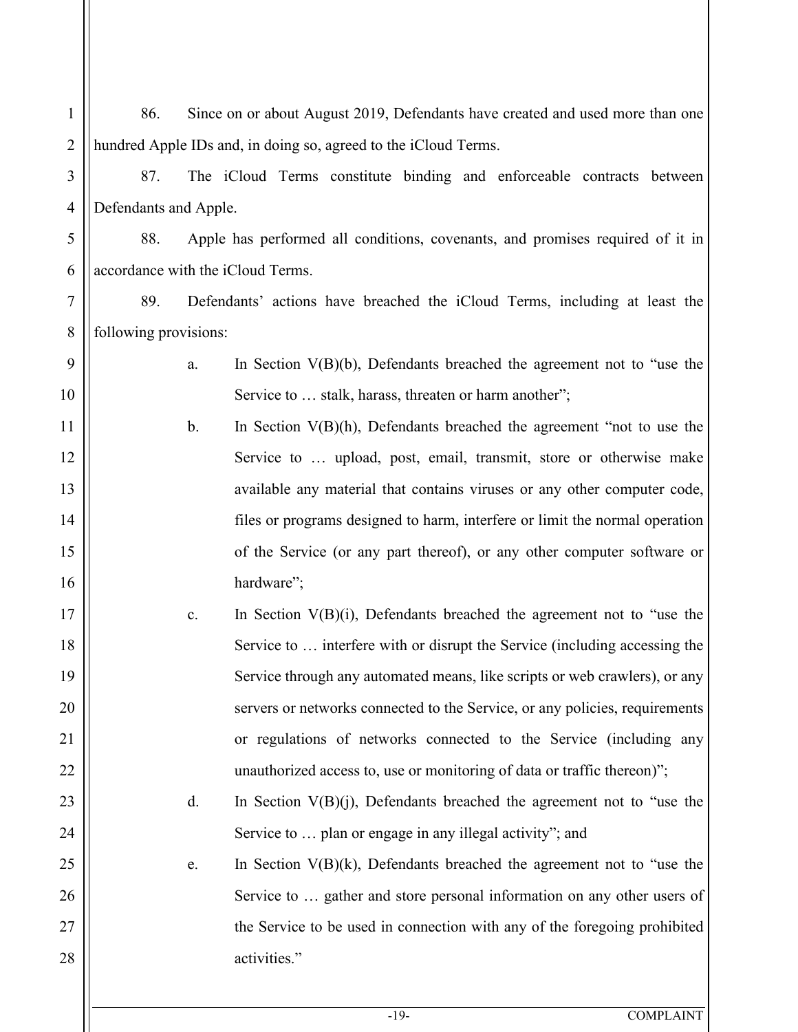86. Since on or about August 2019, Defendants have created and used more than one hundred Apple IDs and, in doing so, agreed to the iCloud Terms.

87. The iCloud Terms constitute binding and enforceable contracts between Defendants and Apple.

88. Apple has performed all conditions, covenants, and promises required of it in accordance with the iCloud Terms.

89. Defendants' actions have breached the iCloud Terms, including at least the following provisions:

a. In Section V(B)(b), Defendants breached the agreement not to "use the Service to … stalk, harass, threaten or harm another";

b. In Section V(B)(h), Defendants breached the agreement "not to use the Service to … upload, post, email, transmit, store or otherwise make available any material that contains viruses or any other computer code, files or programs designed to harm, interfere or limit the normal operation of the Service (or any part thereof), or any other computer software or hardware";

c. In Section V(B)(i), Defendants breached the agreement not to "use the Service to … interfere with or disrupt the Service (including accessing the Service through any automated means, like scripts or web crawlers), or any servers or networks connected to the Service, or any policies, requirements or regulations of networks connected to the Service (including any unauthorized access to, use or monitoring of data or traffic thereon)";

d. In Section V(B)(j), Defendants breached the agreement not to "use the Service to … plan or engage in any illegal activity"; and

e. In Section V(B)(k), Defendants breached the agreement not to "use the Service to … gather and store personal information on any other users of the Service to be used in connection with any of the foregoing prohibited activities."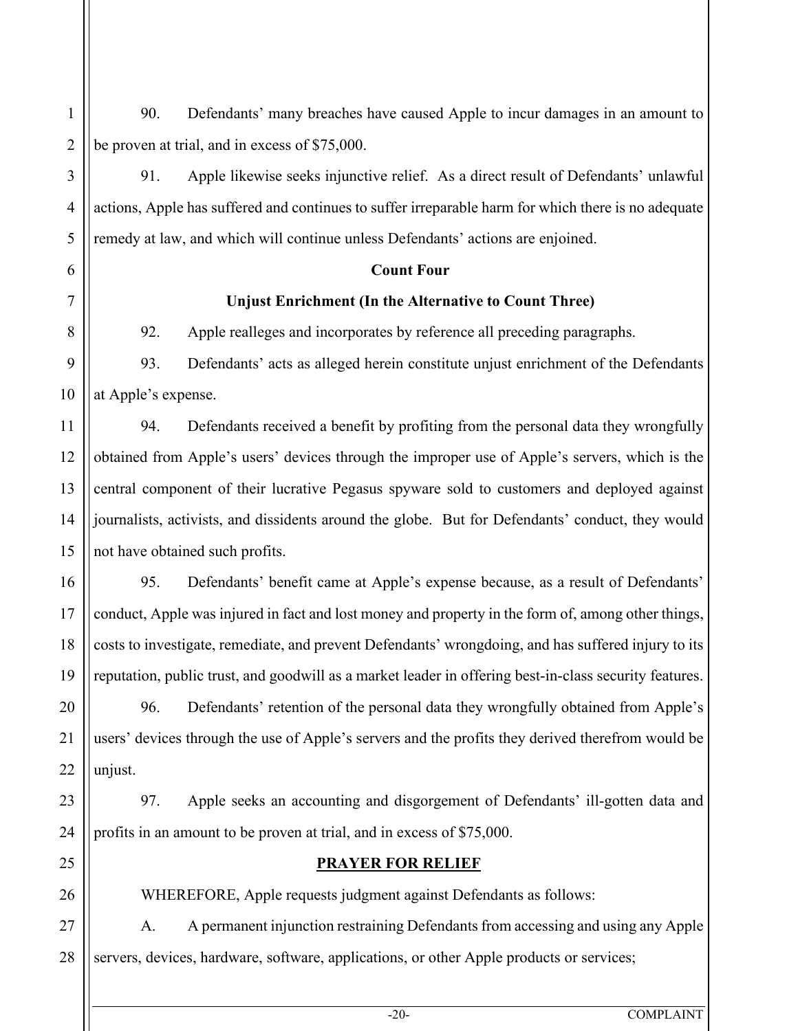90. Defendants' many breaches have caused Apple to incur damages in an amount to be proven at trial, and in excess of $75,000.

91. Apple likewise seeks injunctive relief. As a direct result of Defendants' unlawful actions, Apple has suffered and continues to suffer irreparable harm for which there is no adequate remedy at law, and which will continue unless Defendants' actions are enjoined.

**Count Four**

**Unjust Enrichment (In the Alternative to Count Three)**

92. Apple realleges and incorporates by reference all preceding paragraphs.

93. Defendants' acts as alleged herein constitute unjust enrichment of the Defendants at Apple's expense.

94. Defendants received a benefit by profiting from the personal data they wrongfully obtained from Apple's users' devices through the improper use of Apple's servers, which is the central component of their lucrative Pegasus spyware sold to customers and deployed against journalists, activists, and dissidents around the globe. But for Defendants' conduct, they would not have obtained such profits.

95. Defendants' benefit came at Apple's expense because, as a result of Defendants' conduct, Apple was injured in fact and lost money and property in the form of, among other things, costs to investigate, remediate, and prevent Defendants' wrongdoing, and has suffered injury to its reputation, public trust, and goodwill as a market leader in offering best-in-class security features.

96. Defendants' retention of the personal data they wrongfully obtained from Apple's users' devices through the use of Apple's servers and the profits they derived therefrom would be unjust.

97. Apple seeks an accounting and disgorgement of Defendants' ill-gotten data and profits in an amount to be proven at trial, and in excess of $75,000.

**PRAYER FOR RELIEF**

WHEREFORE, Apple requests judgment against Defendants as follows:

A. A permanent injunction restraining Defendants from accessing and using any Apple servers, devices, hardware, software, applications, or other Apple products or services;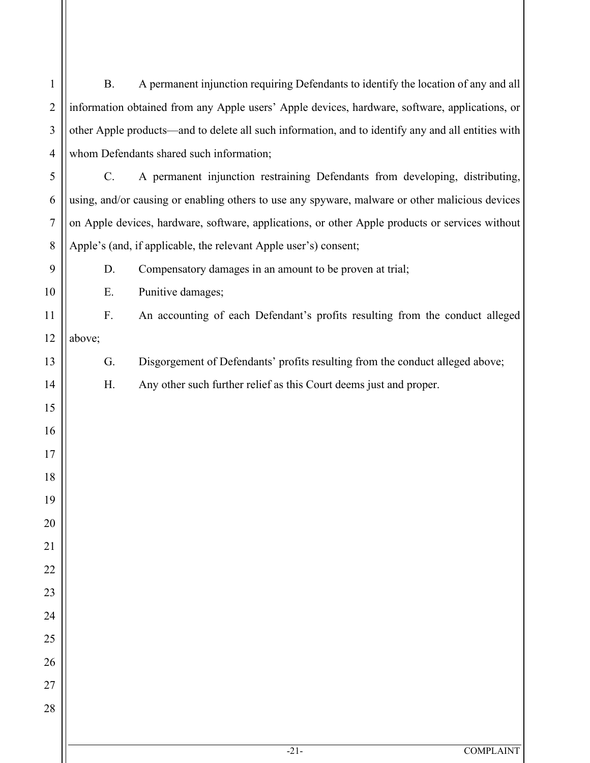B. A permanent injunction requiring Defendants to identify the location of any and all information obtained from any Apple users' Apple devices, hardware, software, applications, or other Apple products—and to delete all such information, and to identify any and all entities with whom Defendants shared such information;

C. A permanent injunction restraining Defendants from developing, distributing, using, and/or causing or enabling others to use any spyware, malware or other malicious devices on Apple devices, hardware, software, applications, or other Apple products or services without Apple's (and, if applicable, the relevant Apple user's) consent;

D. Compensatory damages in an amount to be proven at trial;

E. Punitive damages;

F. An accounting of each Defendant's profits resulting from the conduct alleged above;

G. Disgorgement of Defendants' profits resulting from the conduct alleged above;

H. Any other such further relief as this Court deems just and proper.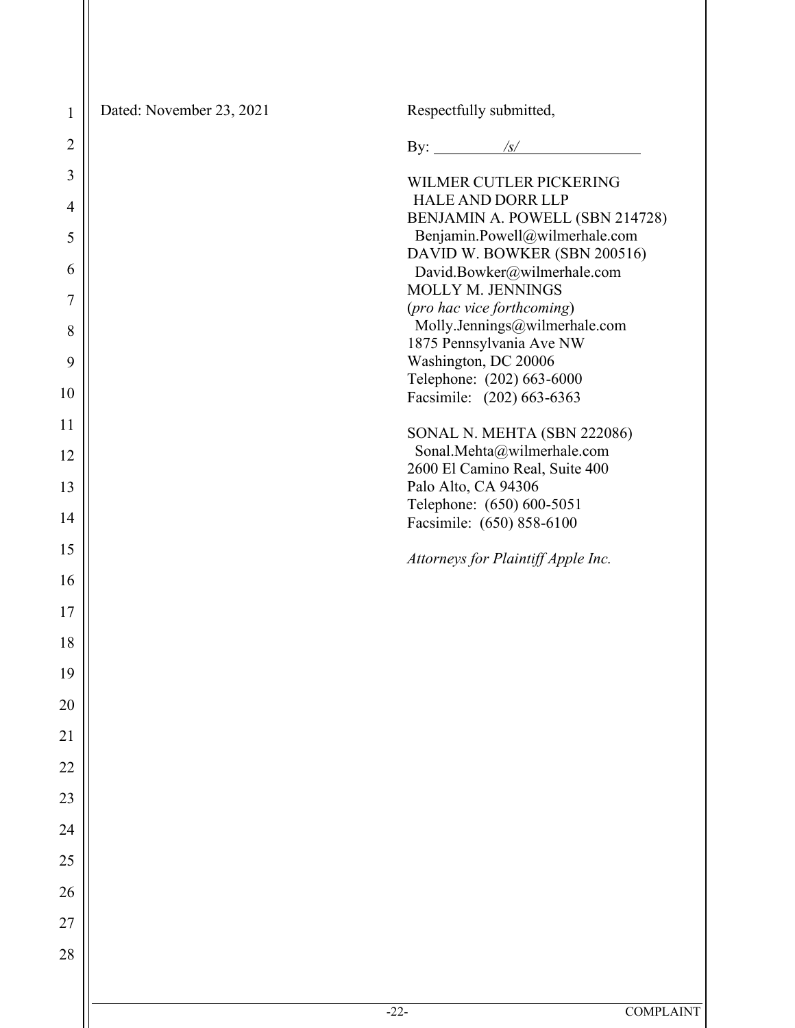Dated: November 23, 2021

Respectfully submitted,

By: /s/

WILMER CUTLER PICKERING
HALE AND DORR LLP
BENJAMIN A. POWELL (SBN 214728)
Benjamin.Powell@wilmerhale.com
DAVID W. BOWKER (SBN 200516)
David.Bowker@wilmerhale.com
MOLLY M. JENNINGS
(*pro hac vice forthcoming*)
Molly.Jennings@wilmerhale.com
1875 Pennsylvania Ave NW
Washington, DC 20006
Telephone: (202) 663-6000
Facsimile: (202) 663-6363

SONAL N. MEHTA (SBN 222086)
Sonal.Mehta@wilmerhale.com
2600 El Camino Real, Suite 400
Palo Alto, CA 94306
Telephone: (650) 600-5051
Facsimile: (650) 858-6100

*Attorneys for Plaintiff Apple Inc.*